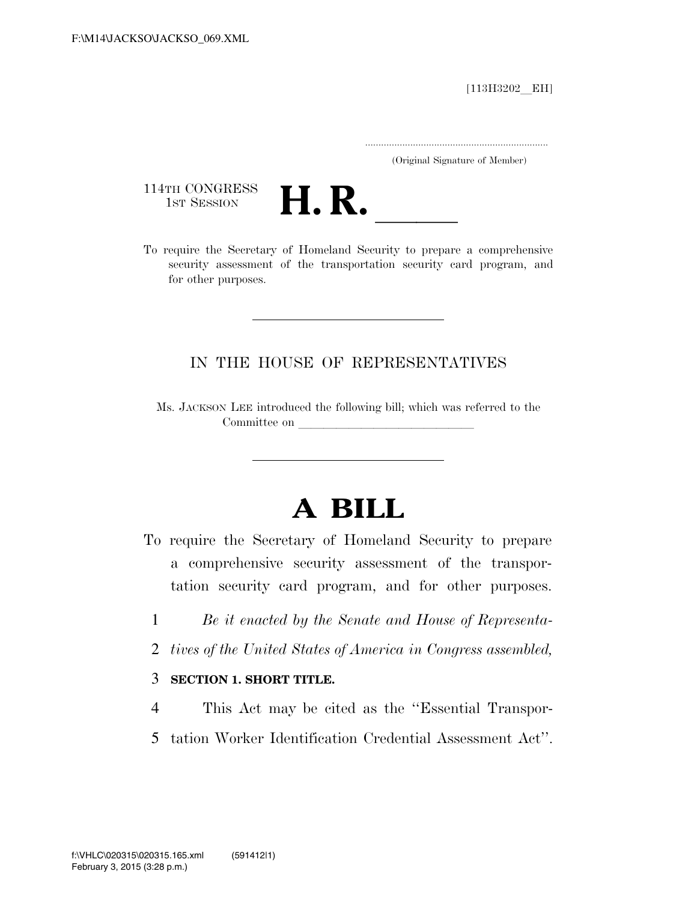F:\M14\JACKSO\JACKSO_069.XML

[113H3202__EH]

.....................................................................
(Original Signature of Member)

114TH CONGRESS
1ST SESSION

# H. R. ______

To require the Secretary of Homeland Security to prepare a comprehensive security assessment of the transportation security card program, and for other purposes.

---

IN THE HOUSE OF REPRESENTATIVES

Ms. JACKSON LEE introduced the following bill; which was referred to the Committee on ______________________________

---

# A BILL

To require the Secretary of Homeland Security to prepare a comprehensive security assessment of the transportation security card program, and for other purposes.

1 *Be it enacted by the Senate and House of Representa-*
2 *tives of the United States of America in Congress assembled,*

3 **SECTION 1. SHORT TITLE.**

4 This Act may be cited as the ''Essential Transpor-
5 tation Worker Identification Credential Assessment Act''.

f:\VHLC\020315\020315.165.xml (591412|1)
February 3, 2015 (3:28 p.m.)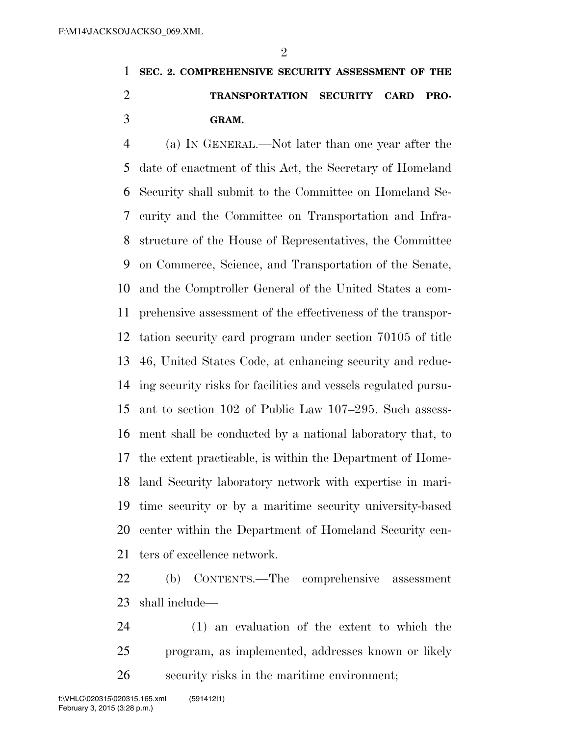**SEC. 2. COMPREHENSIVE SECURITY ASSESSMENT OF THE TRANSPORTATION SECURITY CARD PROGRAM.**

(a) IN GENERAL.—Not later than one year after the date of enactment of this Act, the Secretary of Homeland Security shall submit to the Committee on Homeland Security and the Committee on Transportation and Infrastructure of the House of Representatives, the Committee on Commerce, Science, and Transportation of the Senate, and the Comptroller General of the United States a comprehensive assessment of the effectiveness of the transportation security card program under section 70105 of title 46, United States Code, at enhancing security and reducing security risks for facilities and vessels regulated pursuant to section 102 of Public Law 107–295. Such assessment shall be conducted by a national laboratory that, to the extent practicable, is within the Department of Homeland Security laboratory network with expertise in maritime security or by a maritime security university-based center within the Department of Homeland Security centers of excellence network.

(b) CONTENTS.—The comprehensive assessment shall include—

(1) an evaluation of the extent to which the program, as implemented, addresses known or likely security risks in the maritime environment;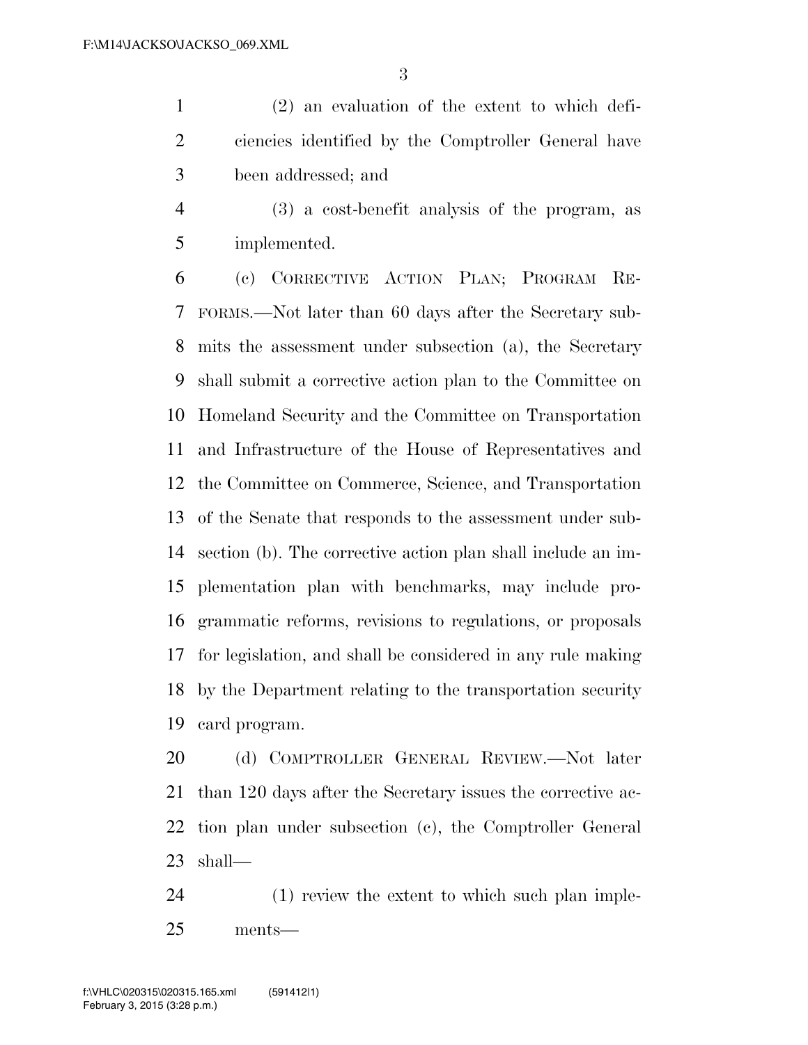(2) an evaluation of the extent to which deficiencies identified by the Comptroller General have been addressed; and

(3) a cost-benefit analysis of the program, as implemented.

(c) CORRECTIVE ACTION PLAN; PROGRAM REFORMS.—Not later than 60 days after the Secretary submits the assessment under subsection (a), the Secretary shall submit a corrective action plan to the Committee on Homeland Security and the Committee on Transportation and Infrastructure of the House of Representatives and the Committee on Commerce, Science, and Transportation of the Senate that responds to the assessment under subsection (b). The corrective action plan shall include an implementation plan with benchmarks, may include programmatic reforms, revisions to regulations, or proposals for legislation, and shall be considered in any rule making by the Department relating to the transportation security card program.

(d) COMPTROLLER GENERAL REVIEW.—Not later than 120 days after the Secretary issues the corrective action plan under subsection (c), the Comptroller General shall—

(1) review the extent to which such plan implements—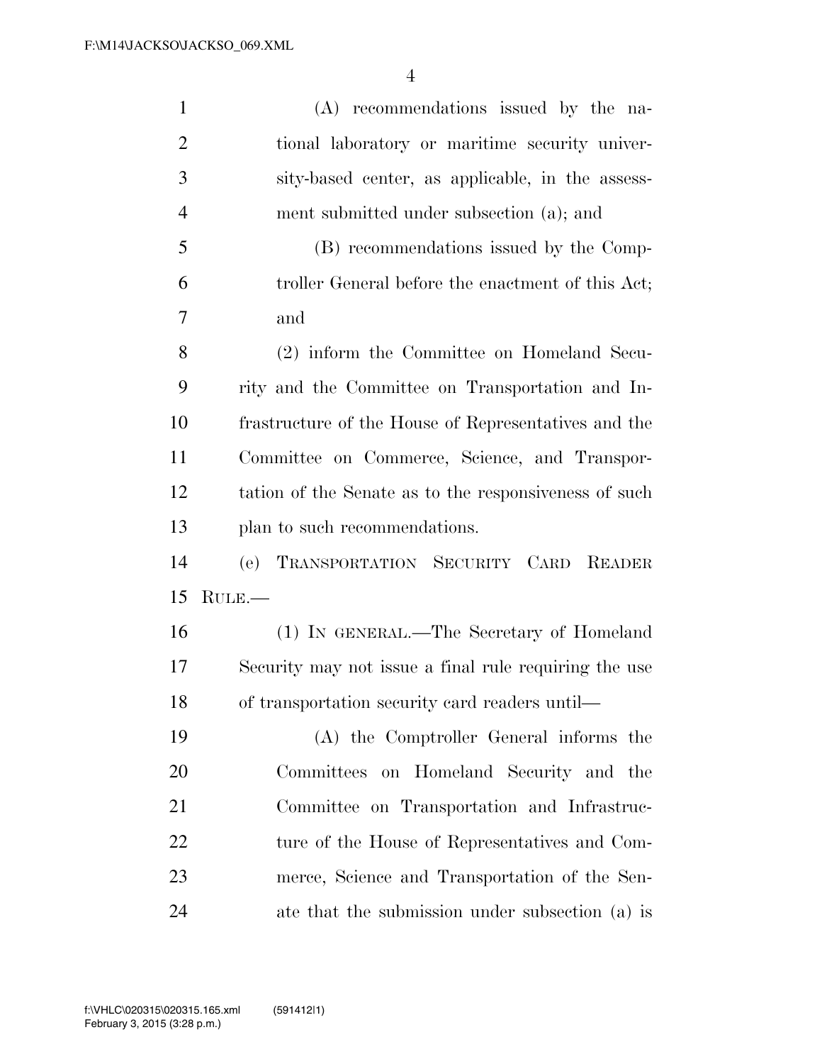(A) recommendations issued by the national laboratory or maritime security university-based center, as applicable, in the assessment submitted under subsection (a); and

(B) recommendations issued by the Comptroller General before the enactment of this Act; and

(2) inform the Committee on Homeland Security and the Committee on Transportation and Infrastructure of the House of Representatives and the Committee on Commerce, Science, and Transportation of the Senate as to the responsiveness of such plan to such recommendations.

(e) TRANSPORTATION SECURITY CARD READER RULE.—

(1) IN GENERAL.—The Secretary of Homeland Security may not issue a final rule requiring the use of transportation security card readers until—

(A) the Comptroller General informs the Committees on Homeland Security and the Committee on Transportation and Infrastructure of the House of Representatives and Commerce, Science and Transportation of the Senate that the submission under subsection (a) is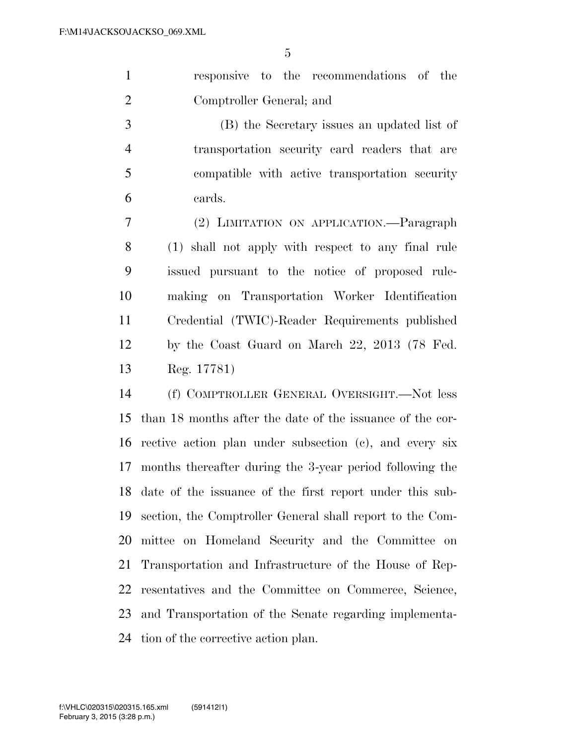responsive to the recommendations of the Comptroller General; and

(B) the Secretary issues an updated list of transportation security card readers that are compatible with active transportation security cards.

(2) LIMITATION ON APPLICATION.—Paragraph (1) shall not apply with respect to any final rule issued pursuant to the notice of proposed rulemaking on Transportation Worker Identification Credential (TWIC)-Reader Requirements published by the Coast Guard on March 22, 2013 (78 Fed. Reg. 17781)

(f) COMPTROLLER GENERAL OVERSIGHT.—Not less than 18 months after the date of the issuance of the corrective action plan under subsection (c), and every six months thereafter during the 3-year period following the date of the issuance of the first report under this subsection, the Comptroller General shall report to the Committee on Homeland Security and the Committee on Transportation and Infrastructure of the House of Representatives and the Committee on Commerce, Science, and Transportation of the Senate regarding implementation of the corrective action plan.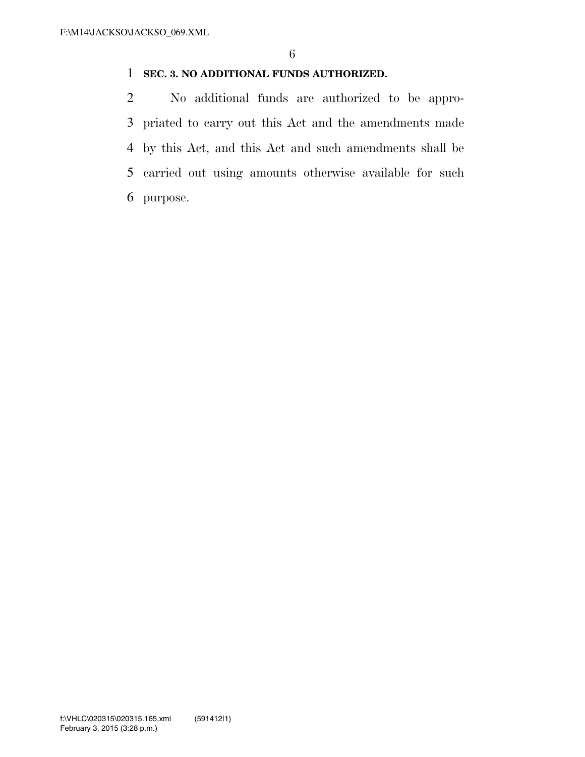**SEC. 3. NO ADDITIONAL FUNDS AUTHORIZED.**

No additional funds are authorized to be appropriated to carry out this Act and the amendments made by this Act, and this Act and such amendments shall be carried out using amounts otherwise available for such purpose.